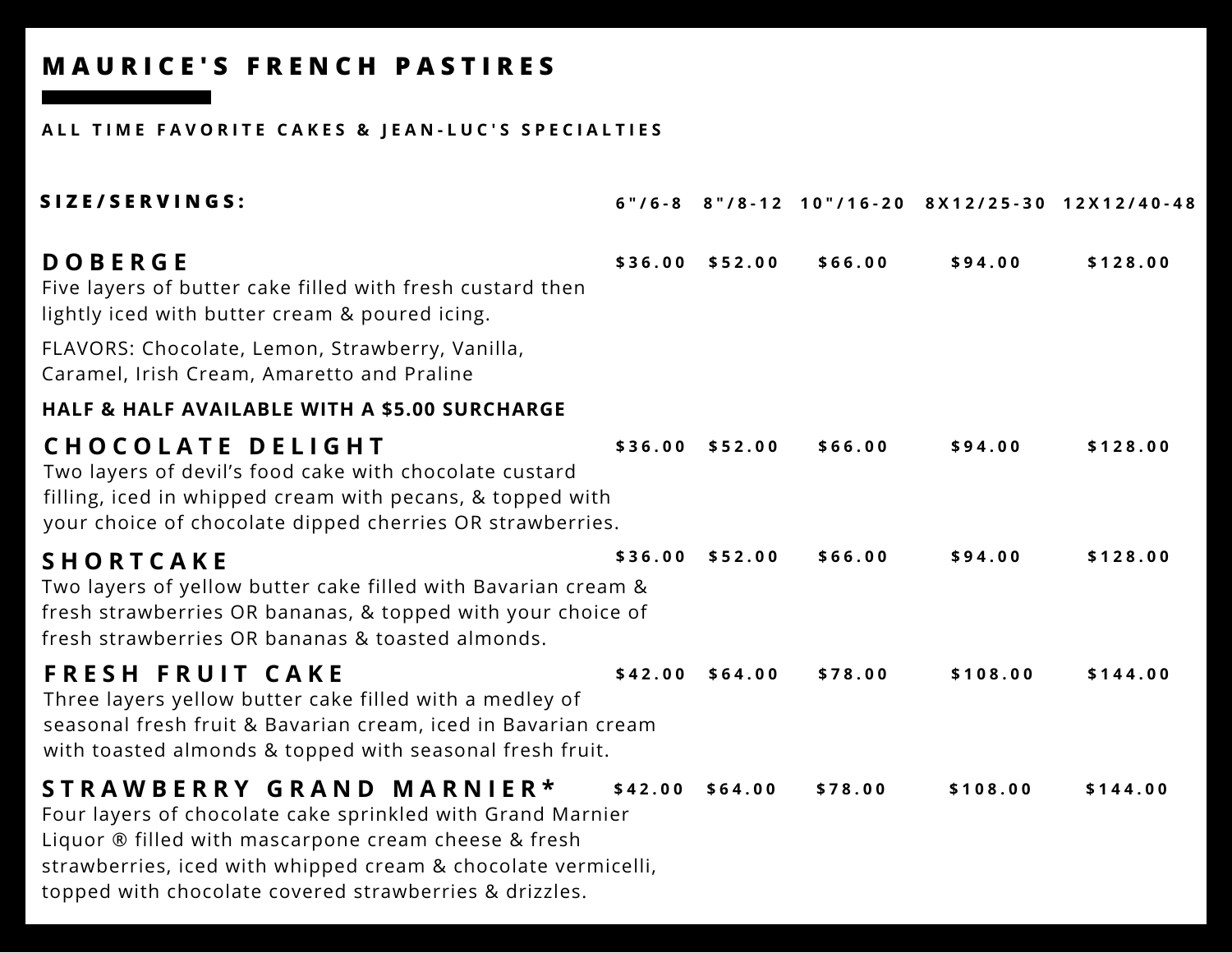# MAURICE'S FRENCH PASTIRES

## ALL TIME FAVORITE CAKES & JEAN-LUC'S SPECIALTIES

| SIZE/SERVINGS: | 6"/6-8 | 8"/8-12 | 10"/16-20 | 8X12/25-30 | 12X12/40-48 |
|---|---|---|---|---|---|
| **DOBERGE**<br>Five layers of butter cake filled with fresh custard then lightly iced with butter cream & poured icing.<br>FLAVORS: Chocolate, Lemon, Strawberry, Vanilla, Caramel, Irish Cream, Amaretto and Praline<br>**HALF & HALF AVAILABLE WITH A $5.00 SURCHARGE** | $36.00 | $52.00 | $66.00 | $94.00 | $128.00 |
| **CHOCOLATE DELIGHT**<br>Two layers of devil's food cake with chocolate custard filling, iced in whipped cream with pecans, & topped with your choice of chocolate dipped cherries OR strawberries. | $36.00 | $52.00 | $66.00 | $94.00 | $128.00 |
| **SHORTCAKE**<br>Two layers of yellow butter cake filled with Bavarian cream & fresh strawberries OR bananas, & topped with your choice of fresh strawberries OR bananas & toasted almonds. | $36.00 | $52.00 | $66.00 | $94.00 | $128.00 |
| **FRESH FRUIT CAKE**<br>Three layers yellow butter cake filled with a medley of seasonal fresh fruit & Bavarian cream, iced in Bavarian cream with toasted almonds & topped with seasonal fresh fruit. | $42.00 | $64.00 | $78.00 | $108.00 | $144.00 |
| **STRAWBERRY GRAND MARNIER***<br>Four layers of chocolate cake sprinkled with Grand Marnier Liquor ® filled with mascarpone cream cheese & fresh strawberries, iced with whipped cream & chocolate vermicelli, topped with chocolate covered strawberries & drizzles. | $42.00 | $64.00 | $78.00 | $108.00 | $144.00 |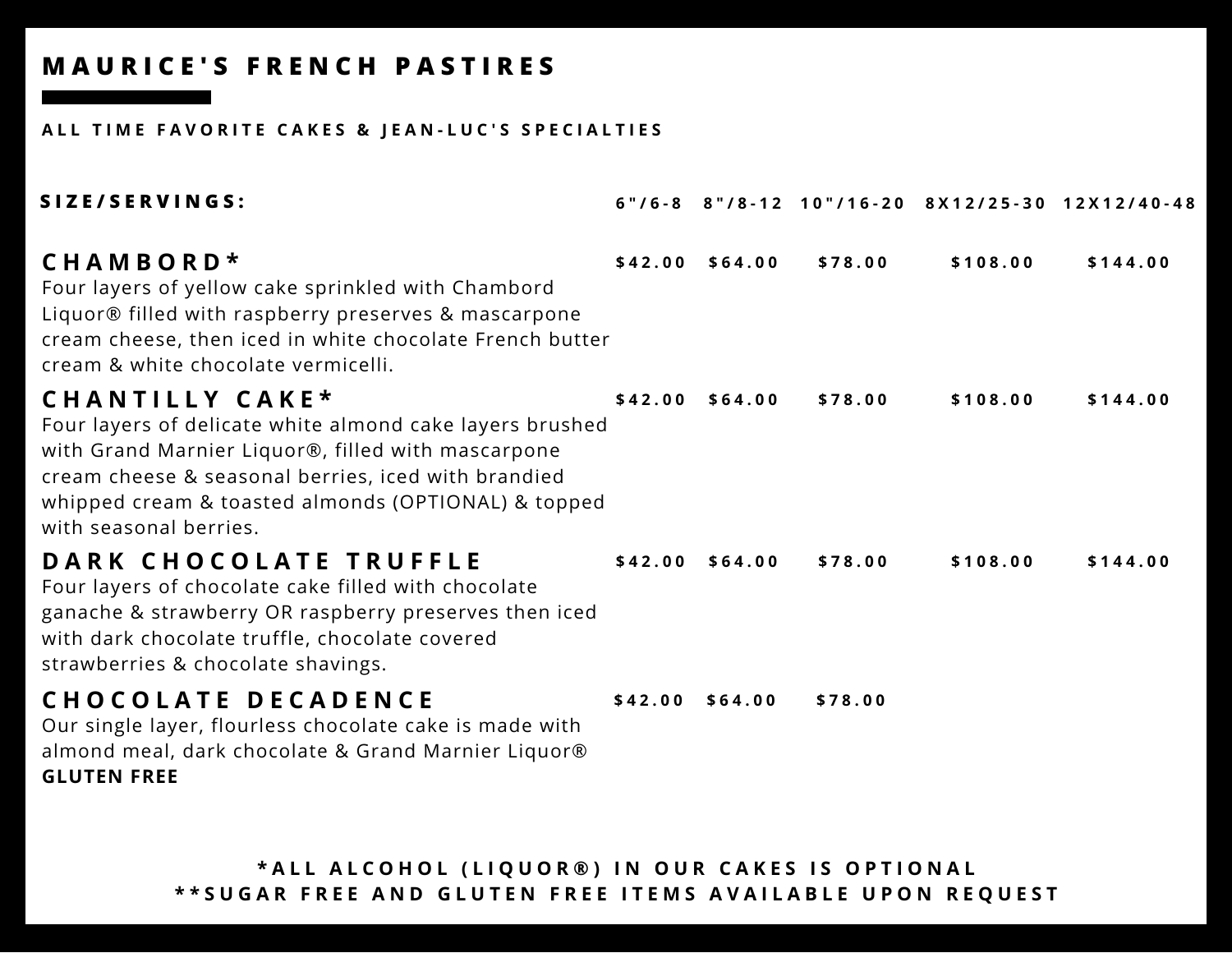# MAURICE'S FRENCH PASTIRES

## ALL TIME FAVORITE CAKES & JEAN-LUC'S SPECIALTIES

| SIZE/SERVINGS: | 6"/6-8 | 8"/8-12 | 10"/16-20 | 8X12/25-30 | 12X12/40-48 |
|---|---|---|---|---|---|
| **CHAMBORD*** Four layers of yellow cake sprinkled with Chambord Liquor® filled with raspberry preserves & mascarpone cream cheese, then iced in white chocolate French butter cream & white chocolate vermicelli. | $42.00 | $64.00 | $78.00 | $108.00 | $144.00 |
| **CHANTILLY CAKE*** Four layers of delicate white almond cake layers brushed with Grand Marnier Liquor®, filled with mascarpone cream cheese & seasonal berries, iced with brandied whipped cream & toasted almonds (OPTIONAL) & topped with seasonal berries. | $42.00 | $64.00 | $78.00 | $108.00 | $144.00 |
| **DARK CHOCOLATE TRUFFLE** Four layers of chocolate cake filled with chocolate ganache & strawberry OR raspberry preserves then iced with dark chocolate truffle, chocolate covered strawberries & chocolate shavings. | $42.00 | $64.00 | $78.00 | $108.00 | $144.00 |
| **CHOCOLATE DECADENCE** Our single layer, flourless chocolate cake is made with almond meal, dark chocolate & Grand Marnier Liquor® **GLUTEN FREE** | $42.00 | $64.00 | $78.00 | | |

*ALL ALCOHOL (LIQUOR®) IN OUR CAKES IS OPTIONAL

**SUGAR FREE AND GLUTEN FREE ITEMS AVAILABLE UPON REQUEST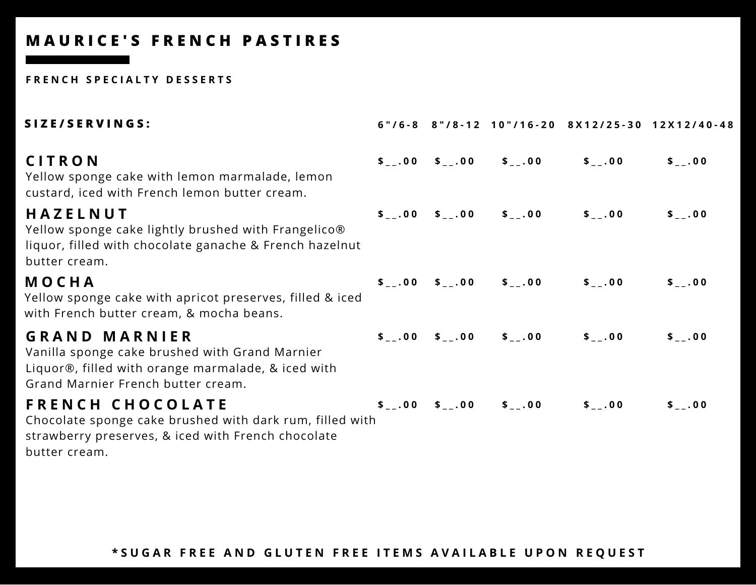# MAURICE'S FRENCH PASTIRES

## FRENCH SPECIALTY DESSERTS

| SIZE/SERVINGS: | 6"/6-8 | 8"/8-12 | 10"/16-20 | 8X12/25-30 | 12X12/40-48 |
|---|---|---|---|---|---|
| **CITRON**<br>Yellow sponge cake with lemon marmalade, lemon custard, iced with French lemon butter cream. | $__.00 | $__.00 | $__.00 | $__.00 | $__.00 |
| **HAZELNUT**<br>Yellow sponge cake lightly brushed with Frangelico® liquor, filled with chocolate ganache & French hazelnut butter cream. | $__.00 | $__.00 | $__.00 | $__.00 | $__.00 |
| **MOCHA**<br>Yellow sponge cake with apricot preserves, filled & iced with French butter cream, & mocha beans. | $__.00 | $__.00 | $__.00 | $__.00 | $__.00 |
| **GRAND MARNIER**<br>Vanilla sponge cake brushed with Grand Marnier Liquor®, filled with orange marmalade, & iced with Grand Marnier French butter cream. | $__.00 | $__.00 | $__.00 | $__.00 | $__.00 |
| **FRENCH CHOCOLATE**<br>Chocolate sponge cake brushed with dark rum, filled with strawberry preserves, & iced with French chocolate butter cream. | $__.00 | $__.00 | $__.00 | $__.00 | $__.00 |

*SUGAR FREE AND GLUTEN FREE ITEMS AVAILABLE UPON REQUEST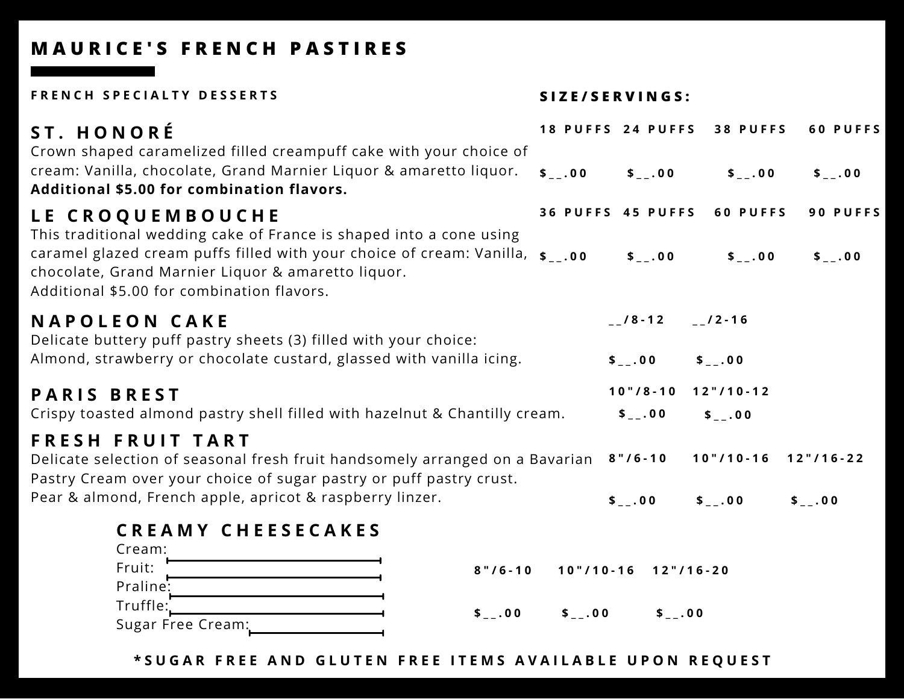# MAURICE'S FRENCH PASTIRES

FRENCH SPECIALTY DESSERTS

SIZE/SERVINGS:

## ST. HONORÉ

Crown shaped caramelized filled creampuff cake with your choice of cream: Vanilla, chocolate, Grand Marnier Liquor & amaretto liquor.
**Additional $5.00 for combination flavors.**

| 18 PUFFS | 24 PUFFS | 38 PUFFS | 60 PUFFS |
|---|---|---|---|
| $__.00 | $__.00 | $__.00 | $__.00 |

## LE CROQUEMBOUCHE

This traditional wedding cake of France is shaped into a cone using caramel glazed cream puffs filled with your choice of cream: Vanilla, chocolate, Grand Marnier Liquor & amaretto liquor.
Additional $5.00 for combination flavors.

| 36 PUFFS | 45 PUFFS | 60 PUFFS | 90 PUFFS |
|---|---|---|---|
| $__.00 | $__.00 | $__.00 | $__.00 |

## NAPOLEON CAKE

Delicate buttery puff pastry sheets (3) filled with your choice:
Almond, strawberry or chocolate custard, glassed with vanilla icing.

| __/8-12 | __/2-16 |
|---|---|
| $__.00 | $__.00 |

## PARIS BREST

Crispy toasted almond pastry shell filled with hazelnut & Chantilly cream.

| 10"/8-10 | 12"/10-12 |
|---|---|
| $__.00 | $__.00 |

## FRESH FRUIT TART

Delicate selection of seasonal fresh fruit handsomely arranged on a Bavarian Pastry Cream over your choice of sugar pastry or puff pastry crust.
Pear & almond, French apple, apricot & raspberry linzer.

| 8"/6-10 | 10"/10-16 | 12"/16-22 |
|---|---|---|
| $__.00 | $__.00 | $__.00 |

## CREAMY CHEESECAKES

Cream: ____________________
Fruit: ____________________
Praline: ____________________
Truffle: ____________________
Sugar Free Cream: ____________________

| 8"/6-10 | 10"/10-16 | 12"/16-20 |
|---|---|---|
| $__.00 | $__.00 | $__.00 |

*SUGAR FREE AND GLUTEN FREE ITEMS AVAILABLE UPON REQUEST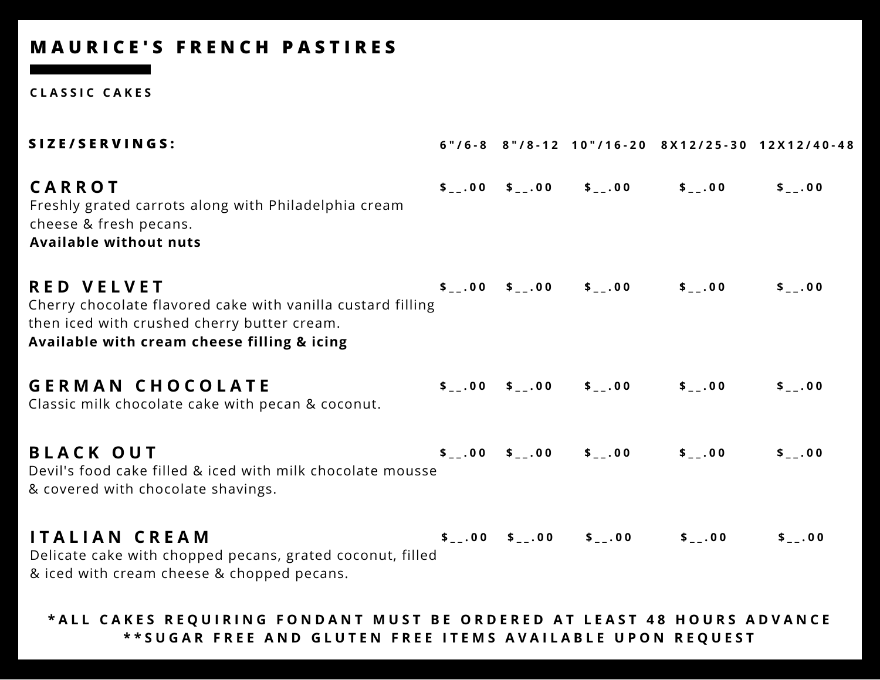# MAURICE'S FRENCH PASTIRES

## CLASSIC CAKES

| SIZE/SERVINGS: | 6"/6-8 | 8"/8-12 | 10"/16-20 | 8X12/25-30 | 12X12/40-48 |
|---|---|---|---|---|---|
| **CARROT**<br>Freshly grated carrots along with Philadelphia cream cheese & fresh pecans.<br>**Available without nuts** | $__.00 | $__.00 | $__.00 | $__.00 | $__.00 |
| **RED VELVET**<br>Cherry chocolate flavored cake with vanilla custard filling then iced with crushed cherry butter cream.<br>**Available with cream cheese filling & icing** | $__.00 | $__.00 | $__.00 | $__.00 | $__.00 |
| **GERMAN CHOCOLATE**<br>Classic milk chocolate cake with pecan & coconut. | $__.00 | $__.00 | $__.00 | $__.00 | $__.00 |
| **BLACK OUT**<br>Devil's food cake filled & iced with milk chocolate mousse & covered with chocolate shavings. | $__.00 | $__.00 | $__.00 | $__.00 | $__.00 |
| **ITALIAN CREAM**<br>Delicate cake with chopped pecans, grated coconut, filled & iced with cream cheese & chopped pecans. | $__.00 | $__.00 | $__.00 | $__.00 | $__.00 |

**\*ALL CAKES REQUIRING FONDANT MUST BE ORDERED AT LEAST 48 HOURS ADVANCE**

**\*\*SUGAR FREE AND GLUTEN FREE ITEMS AVAILABLE UPON REQUEST**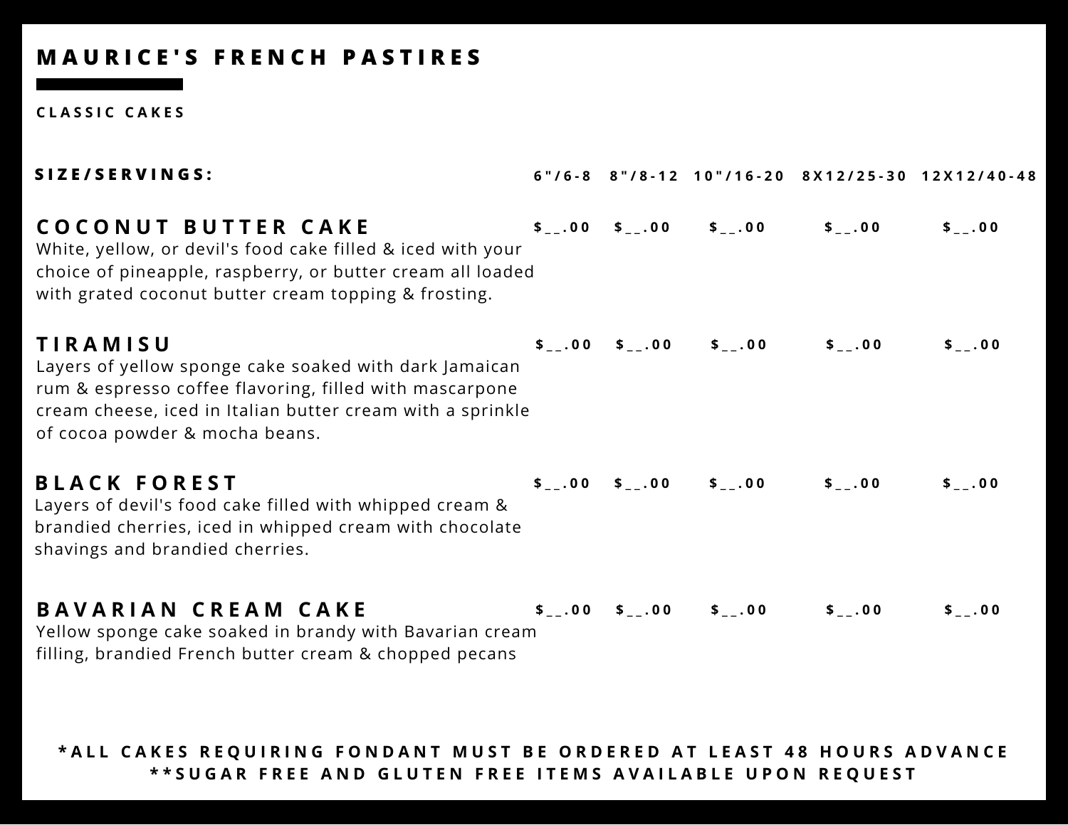# MAURICE'S FRENCH PASTIRES

## CLASSIC CAKES

| SIZE/SERVINGS: | 6"/6-8 | 8"/8-12 | 10"/16-20 | 8X12/25-30 | 12X12/40-48 |
|---|---|---|---|---|---|
| **COCONUT BUTTER CAKE**<br>White, yellow, or devil's food cake filled & iced with your choice of pineapple, raspberry, or butter cream all loaded with grated coconut butter cream topping & frosting. | $__.00 | $__.00 | $__.00 | $__.00 | $__.00 |
| **TIRAMISU**<br>Layers of yellow sponge cake soaked with dark Jamaican rum & espresso coffee flavoring, filled with mascarpone cream cheese, iced in Italian butter cream with a sprinkle of cocoa powder & mocha beans. | $__.00 | $__.00 | $__.00 | $__.00 | $__.00 |
| **BLACK FOREST**<br>Layers of devil's food cake filled with whipped cream & brandied cherries, iced in whipped cream with chocolate shavings and brandied cherries. | $__.00 | $__.00 | $__.00 | $__.00 | $__.00 |
| **BAVARIAN CREAM CAKE**<br>Yellow sponge cake soaked in brandy with Bavarian cream filling, brandied French butter cream & chopped pecans | $__.00 | $__.00 | $__.00 | $__.00 | $__.00 |

*ALL CAKES REQUIRING FONDANT MUST BE ORDERED AT LEAST 48 HOURS ADVANCE

**SUGAR FREE AND GLUTEN FREE ITEMS AVAILABLE UPON REQUEST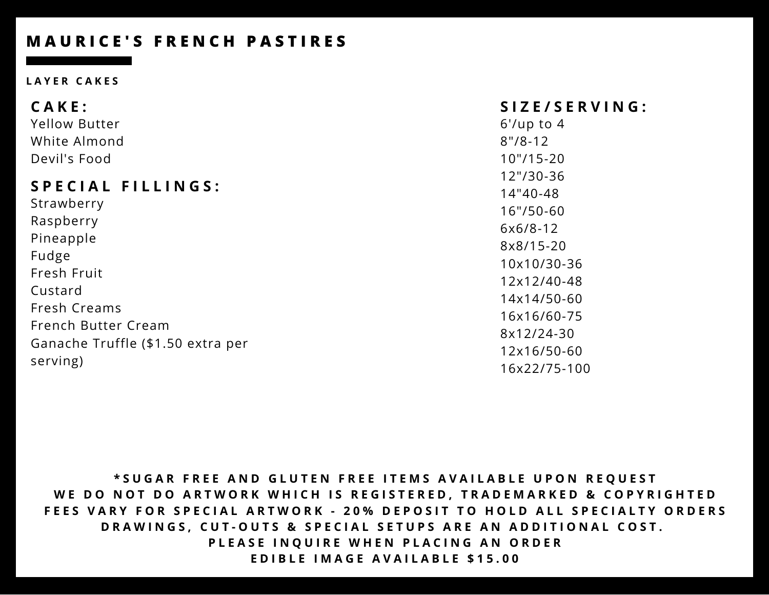# MAURICE'S FRENCH PASTIRES

## LAYER CAKES

### CAKE:
Yellow Butter
White Almond
Devil's Food

### SPECIAL FILLINGS:
Strawberry
Raspberry
Pineapple
Fudge
Fresh Fruit
Custard
Fresh Creams
French Butter Cream
Ganache Truffle ($1.50 extra per serving)

### SIZE/SERVING:
6'/up to 4
8"/8-12
10"/15-20
12"/30-36
14"40-48
16"/50-60
6x6/8-12
8x8/15-20
10x10/30-36
12x12/40-48
14x14/50-60
16x16/60-75
8x12/24-30
12x16/50-60
16x22/75-100

**\*SUGAR FREE AND GLUTEN FREE ITEMS AVAILABLE UPON REQUEST**
**WE DO NOT DO ARTWORK WHICH IS REGISTERED, TRADEMARKED & COPYRIGHTED**
**FEES VARY FOR SPECIAL ARTWORK - 20% DEPOSIT TO HOLD ALL SPECIALTY ORDERS**
**DRAWINGS, CUT-OUTS & SPECIAL SETUPS ARE AN ADDITIONAL COST.**
**PLEASE INQUIRE WHEN PLACING AN ORDER**
**EDIBLE IMAGE AVAILABLE $15.00**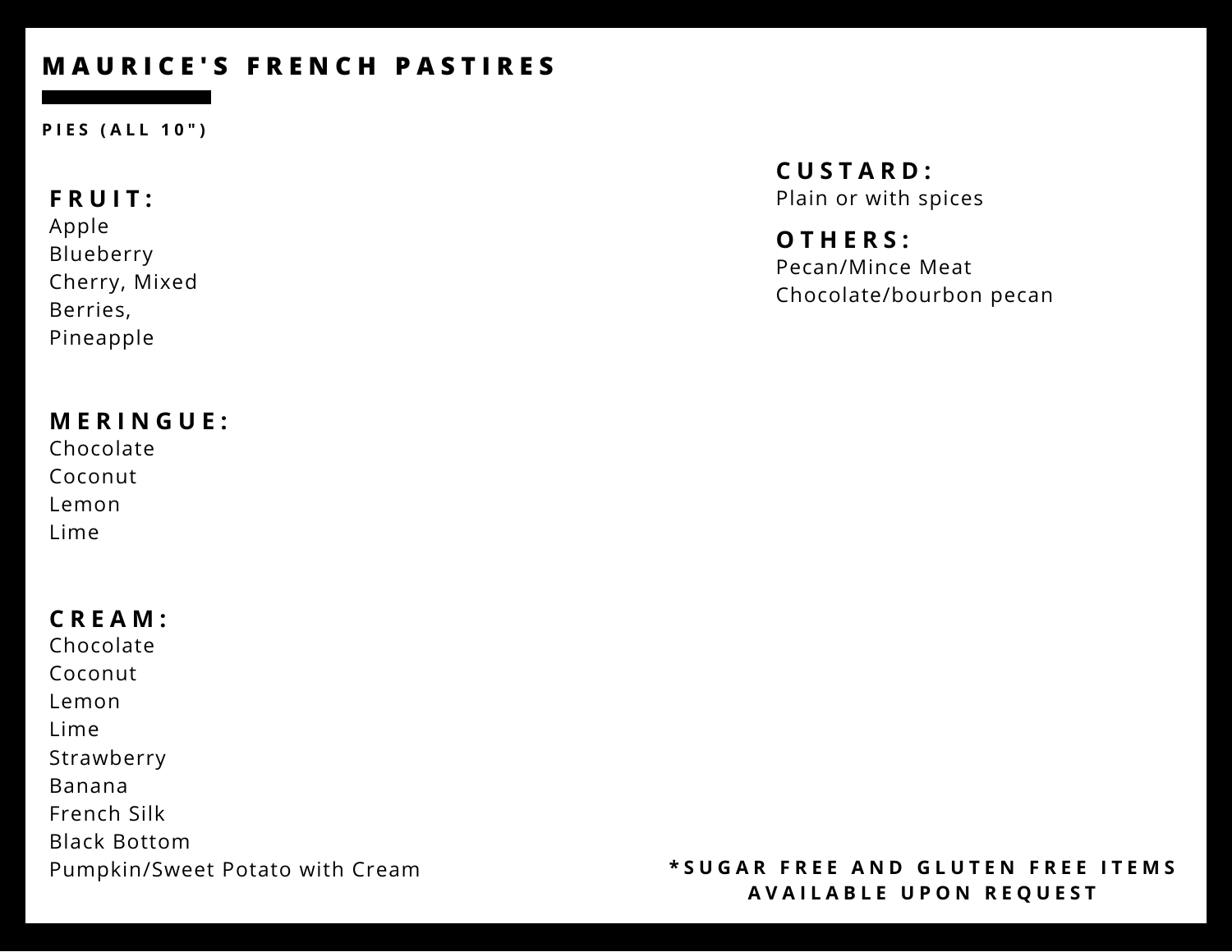# MAURICE'S FRENCH PASTIRES

## PIES (ALL 10")

### FRUIT:
Apple
Blueberry
Cherry, Mixed
Berries,
Pineapple

### MERINGUE:
Chocolate
Coconut
Lemon
Lime

### CREAM:
Chocolate
Coconut
Lemon
Lime
Strawberry
Banana
French Silk
Black Bottom
Pumpkin/Sweet Potato with Cream

### CUSTARD:
Plain or with spices

### OTHERS:
Pecan/Mince Meat
Chocolate/bourbon pecan

**\*SUGAR FREE AND GLUTEN FREE ITEMS AVAILABLE UPON REQUEST**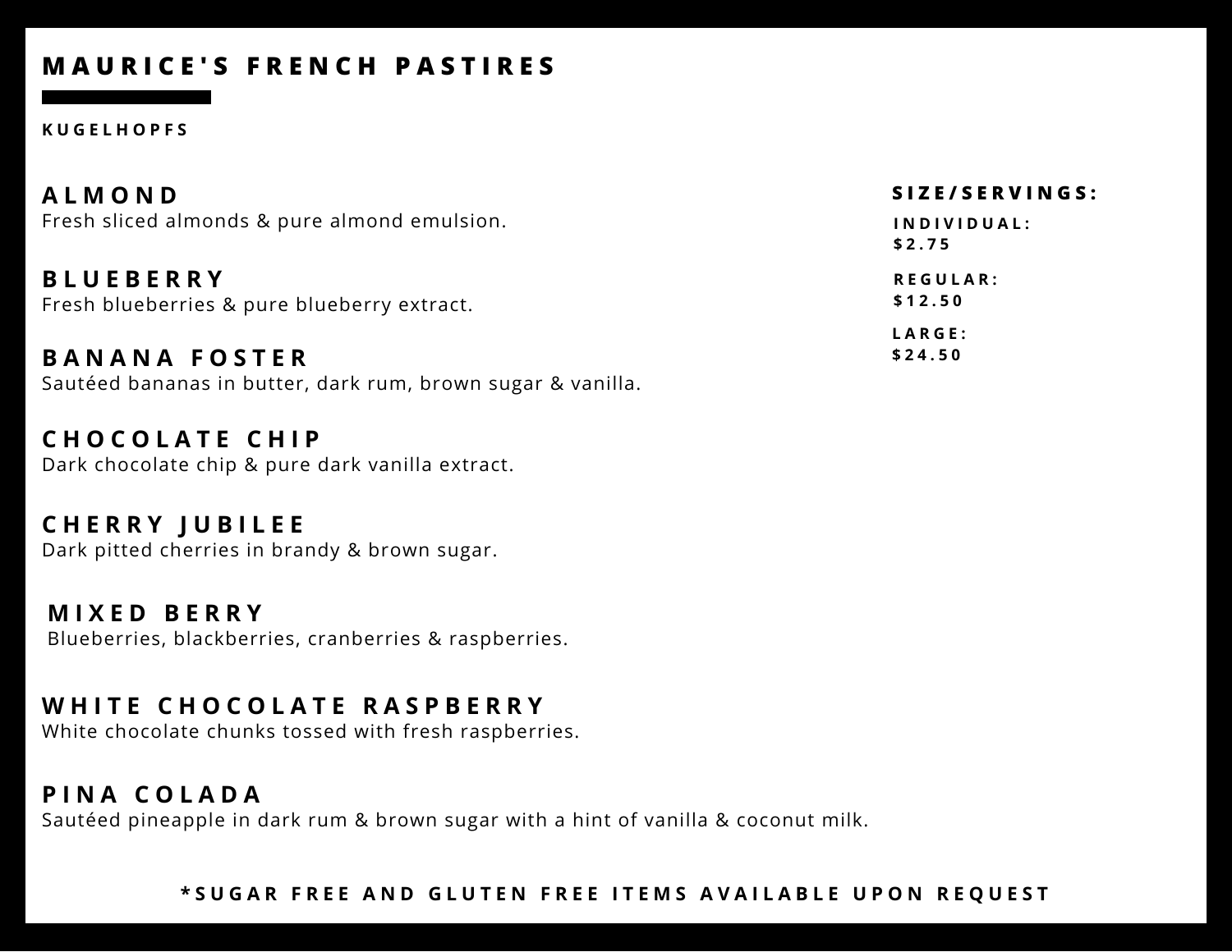# MAURICE'S FRENCH PASTIRES

**KUGELHOPFS**

### ALMOND
Fresh sliced almonds & pure almond emulsion.

### BLUEBERRY
Fresh blueberries & pure blueberry extract.

### BANANA FOSTER
Sautéed bananas in butter, dark rum, brown sugar & vanilla.

### CHOCOLATE CHIP
Dark chocolate chip & pure dark vanilla extract.

### CHERRY JUBILEE
Dark pitted cherries in brandy & brown sugar.

### MIXED BERRY
Blueberries, blackberries, cranberries & raspberries.

### WHITE CHOCOLATE RASPBERRY
White chocolate chunks tossed with fresh raspberries.

### PINA COLADA
Sautéed pineapple in dark rum & brown sugar with a hint of vanilla & coconut milk.

**SIZE/SERVINGS:**

**INDIVIDUAL:**
**$2.75**

**REGULAR:**
**$12.50**

**LARGE:**
**$24.50**

**\*SUGAR FREE AND GLUTEN FREE ITEMS AVAILABLE UPON REQUEST**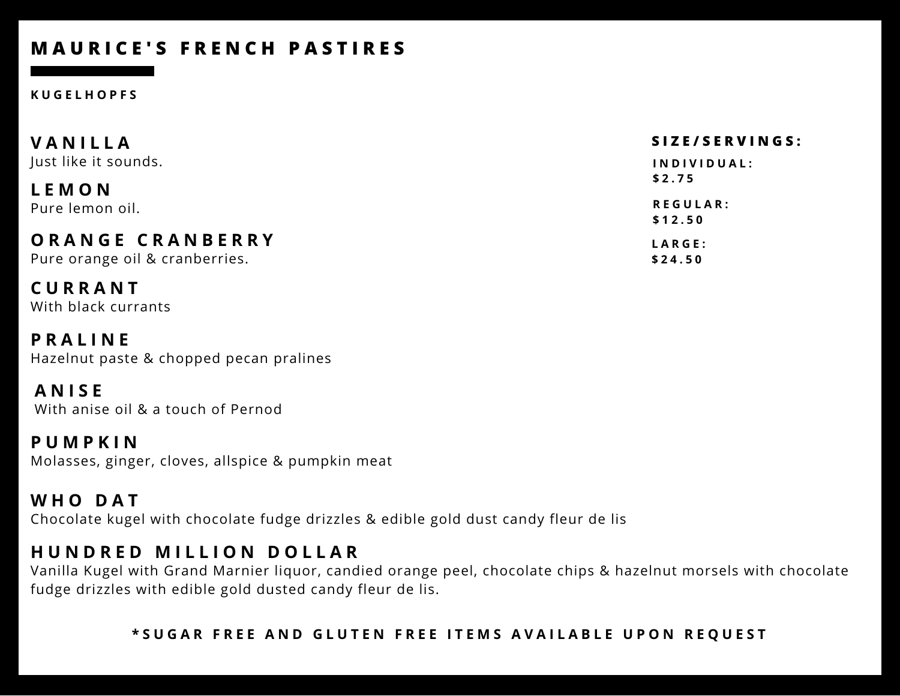# MAURICE'S FRENCH PASTIRES

## KUGELHOPFS

### VANILLA
Just like it sounds.

### LEMON
Pure lemon oil.

### ORANGE CRANBERRY
Pure orange oil & cranberries.

### CURRANT
With black currants

### PRALINE
Hazelnut paste & chopped pecan pralines

### ANISE
With anise oil & a touch of Pernod

### PUMPKIN
Molasses, ginger, cloves, allspice & pumpkin meat

### WHO DAT
Chocolate kugel with chocolate fudge drizzles & edible gold dust candy fleur de lis

### HUNDRED MILLION DOLLAR
Vanilla Kugel with Grand Marnier liquor, candied orange peel, chocolate chips & hazelnut morsels with chocolate fudge drizzles with edible gold dusted candy fleur de lis.

**SIZE/SERVINGS:**

**INDIVIDUAL:**
**$2.75**

**REGULAR:**
**$12.50**

**LARGE:**
**$24.50**

**\*SUGAR FREE AND GLUTEN FREE ITEMS AVAILABLE UPON REQUEST**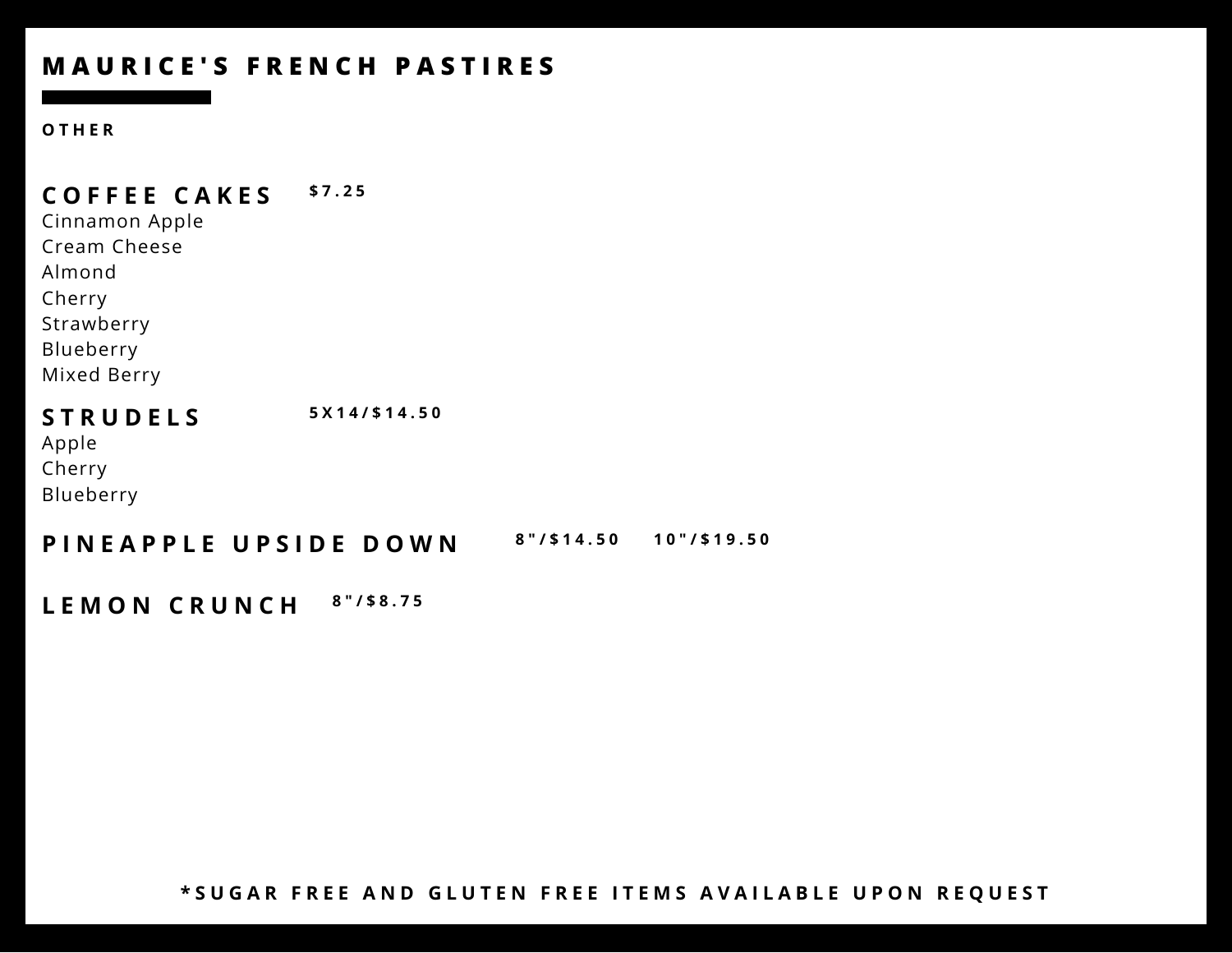# MAURICE'S FRENCH PASTIRES

## OTHER

### COFFEE CAKES $7.25

Cinnamon Apple
Cream Cheese
Almond
Cherry
Strawberry
Blueberry
Mixed Berry

### STRUDELS 5X14/$14.50

Apple
Cherry
Blueberry

### PINEAPPLE UPSIDE DOWN 8"/$14.50 10"/$19.50

### LEMON CRUNCH 8"/$8.75

**\*SUGAR FREE AND GLUTEN FREE ITEMS AVAILABLE UPON REQUEST**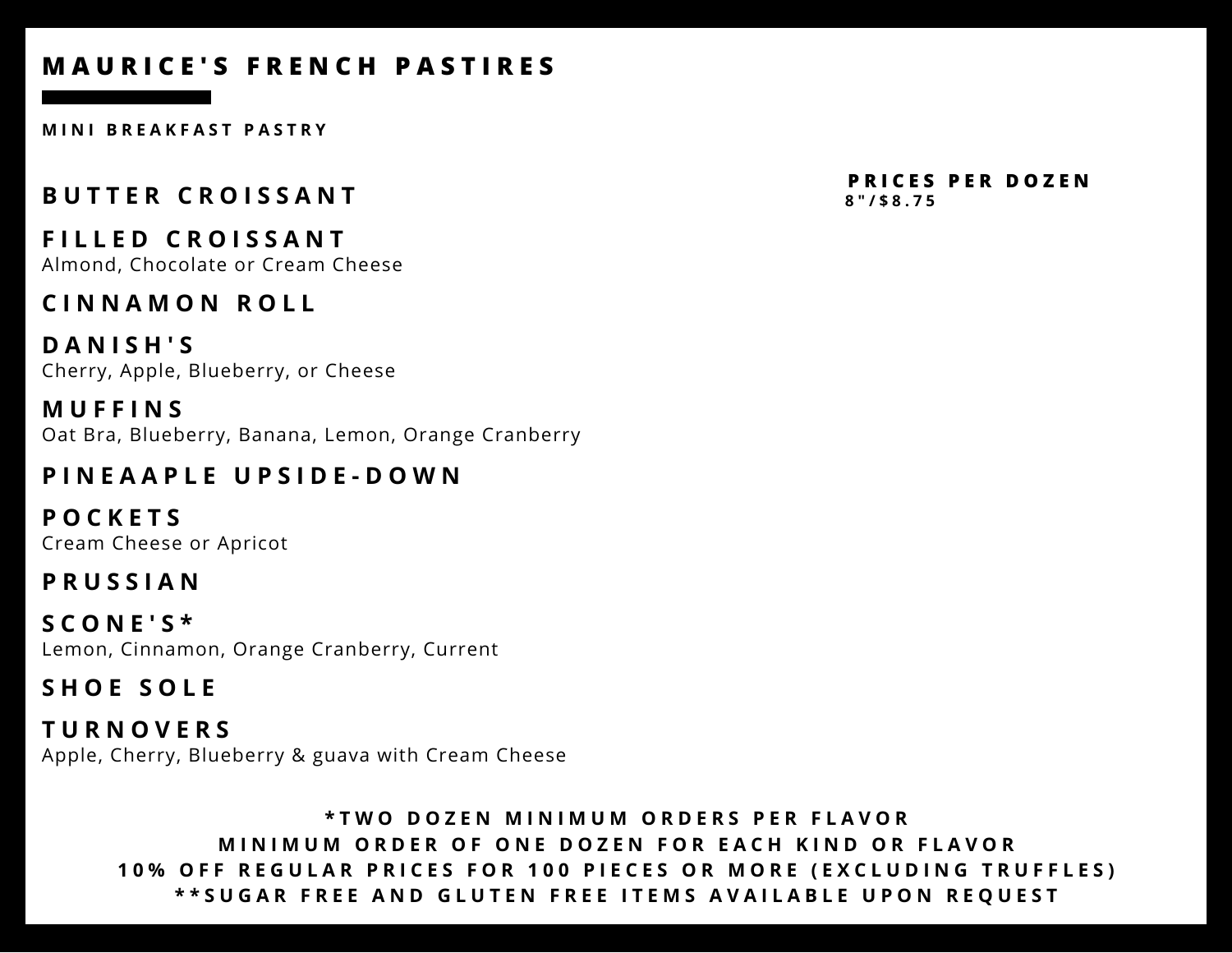# MAURICE'S FRENCH PASTIRES

## MINI BREAKFAST PASTRY

**PRICES PER DOZEN**
**8"/$8.75**

### BUTTER CROISSANT

### FILLED CROISSANT
Almond, Chocolate or Cream Cheese

### CINNAMON ROLL

### DANISH'S
Cherry, Apple, Blueberry, or Cheese

### MUFFINS
Oat Bra, Blueberry, Banana, Lemon, Orange Cranberry

### PINEAAPLE UPSIDE-DOWN

### POCKETS
Cream Cheese or Apricot

### PRUSSIAN

### SCONE'S*
Lemon, Cinnamon, Orange Cranberry, Current

### SHOE SOLE

### TURNOVERS
Apple, Cherry, Blueberry & guava with Cream Cheese

**\*TWO DOZEN MINIMUM ORDERS PER FLAVOR**
**MINIMUM ORDER OF ONE DOZEN FOR EACH KIND OR FLAVOR**
**10% OFF REGULAR PRICES FOR 100 PIECES OR MORE (EXCLUDING TRUFFLES)**
**\*\*SUGAR FREE AND GLUTEN FREE ITEMS AVAILABLE UPON REQUEST**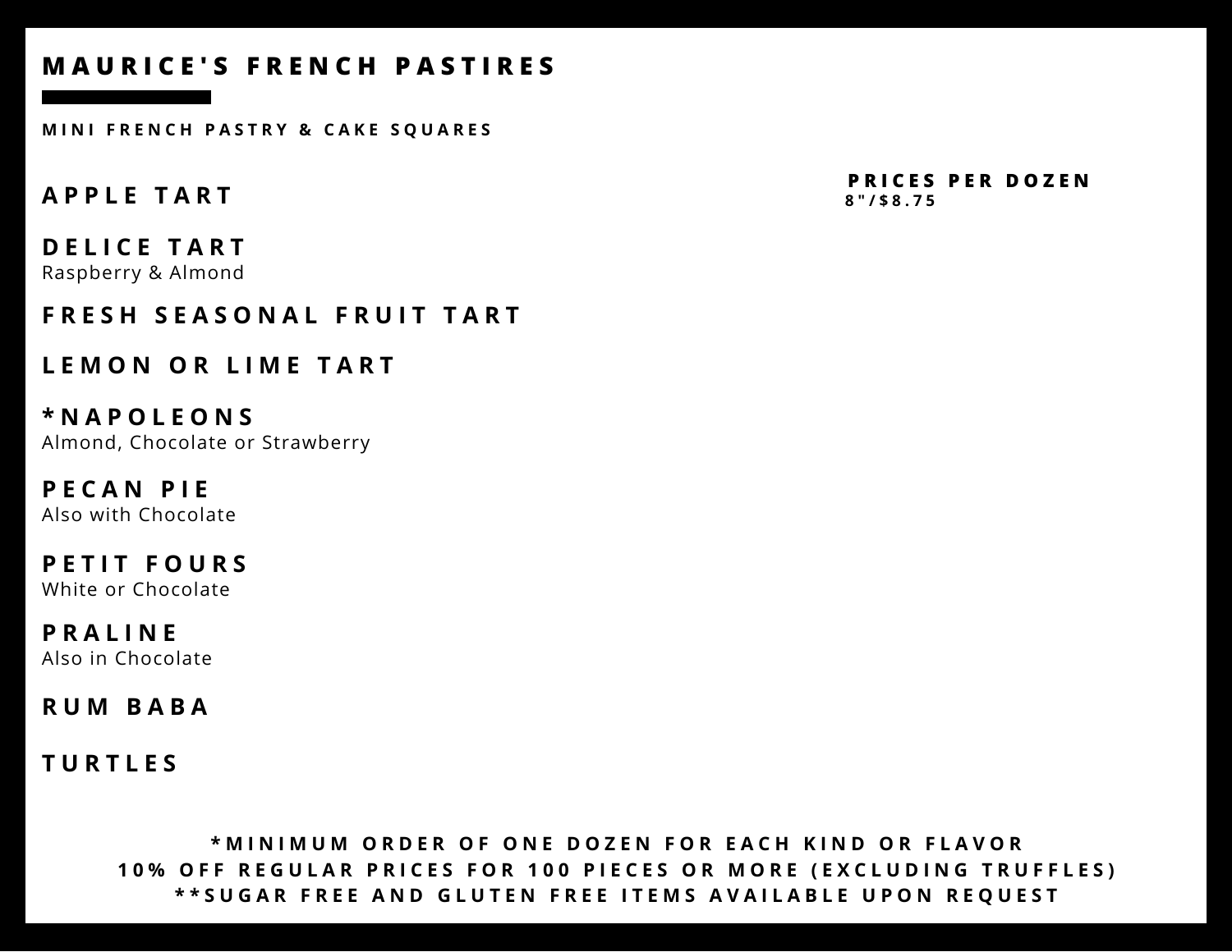# MAURICE'S FRENCH PASTIRES

## MINI FRENCH PASTRY & CAKE SQUARES

**PRICES PER DOZEN**
**8"/$8.75**

**APPLE TART**

**DELICE TART**
Raspberry & Almond

**FRESH SEASONAL FRUIT TART**

**LEMON OR LIME TART**

***NAPOLEONS**
Almond, Chocolate or Strawberry

**PECAN PIE**
Also with Chocolate

**PETIT FOURS**
White or Chocolate

**PRALINE**
Also in Chocolate

**RUM BABA**

**TURTLES**

*MINIMUM ORDER OF ONE DOZEN FOR EACH KIND OR FLAVOR
10% OFF REGULAR PRICES FOR 100 PIECES OR MORE (EXCLUDING TRUFFLES)
**SUGAR FREE AND GLUTEN FREE ITEMS AVAILABLE UPON REQUEST